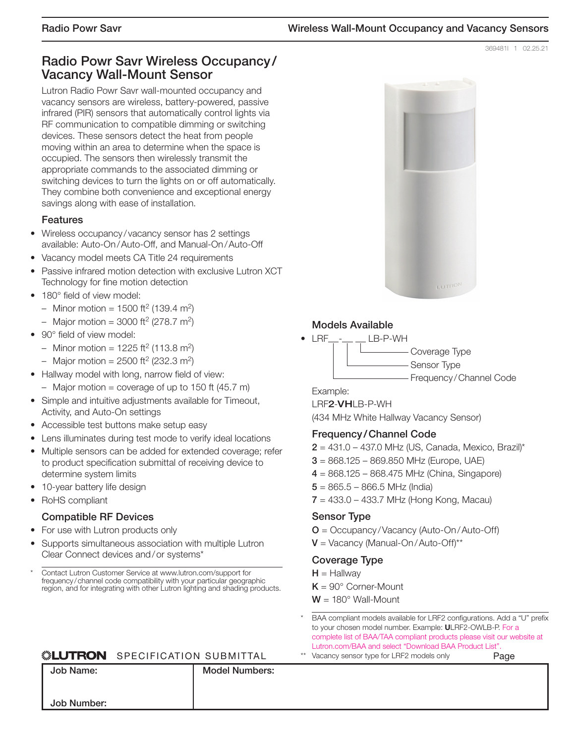369481l 1 02.25.21

# Radio Powr Savr Wireless Occupancy/Vacancy Wall-Mount Sensor

Lutron Radio Powr Savr wall-mounted occupancy and vacancy sensors are wireless, battery-powered, passive infrared (PIR) sensors that automatically control lights via RF communication to compatible dimming or switching devices. These sensors detect the heat from people moving within an area to determine when the space is occupied. The sensors then wirelessly transmit the appropriate commands to the associated dimming or switching devices to turn the lights on or off automatically. They combine both convenience and exceptional energy savings along with ease of installation.

## Features

- Wireless occupancy/vacancy sensor has 2 settings available: Auto-On/Auto-Off, and Manual-On/Auto-Off
- Vacancy model meets CA Title 24 requirements
- Passive infrared motion detection with exclusive Lutron XCT Technology for fine motion detection
- 180° field of view model:
  - Minor motion = 1500 ft$^2$ (139.4 m$^2$)
  - Major motion = 3000 ft$^2$ (278.7 m$^2$)
- 90° field of view model:
  - Minor motion = 1225 ft$^2$ (113.8 m$^2$)
  - Major motion = 2500 ft$^2$ (232.3 m$^2$)
- Hallway model with long, narrow field of view:
  - Major motion = coverage of up to 150 ft (45.7 m)
- Simple and intuitive adjustments available for Timeout, Activity, and Auto-On settings
- Accessible test buttons make setup easy
- Lens illuminates during test mode to verify ideal locations
- Multiple sensors can be added for extended coverage; refer to product specification submittal of receiving device to determine system limits
- 10-year battery life design
- RoHS compliant

## Compatible RF Devices

- For use with Lutron products only
- Supports simultaneous association with multiple Lutron Clear Connect devices and/or systems*

\* Contact Lutron Customer Service at www.lutron.com/support for frequency/channel code compatibility with your particular geographic region, and for integrating with other Lutron lighting and shading products.

## Models Available

- LRF__-__ __LB-P-WH
  - Frequency/Channel Code
  - Sensor Type
  - Coverage Type

Example:
LRF**2**-**VH**LB-P-WH
(434 MHz White Hallway Vacancy Sensor)

## Frequency/Channel Code

**2** = 431.0 – 437.0 MHz (US, Canada, Mexico, Brazil)*
**3** = 868.125 – 869.850 MHz (Europe, UAE)
**4** = 868.125 – 868.475 MHz (China, Singapore)
**5** = 865.5 – 866.5 MHz (India)
**7** = 433.0 – 433.7 MHz (Hong Kong, Macau)

## Sensor Type

**O** = Occupancy/Vacancy (Auto-On/Auto-Off)
**V** = Vacancy (Manual-On/Auto-Off)**

## Coverage Type

**H** = Hallway
**K** = 90° Corner-Mount
**W** = 180° Wall-Mount

\* BAA compliant models available for LRF2 configurations. Add a "U" prefix to your chosen model number. Example: **U**LRF2-OWLB-P. For a complete list of BAA/TAA compliant products please visit our website at Lutron.com/BAA and select "Download BAA Product List".

\*\* Vacancy sensor type for LRF2 models only

LUTRON SPECIFICATION SUBMITTAL

| Job Name: | Model Numbers: |
|---|---|
| Job Number: | |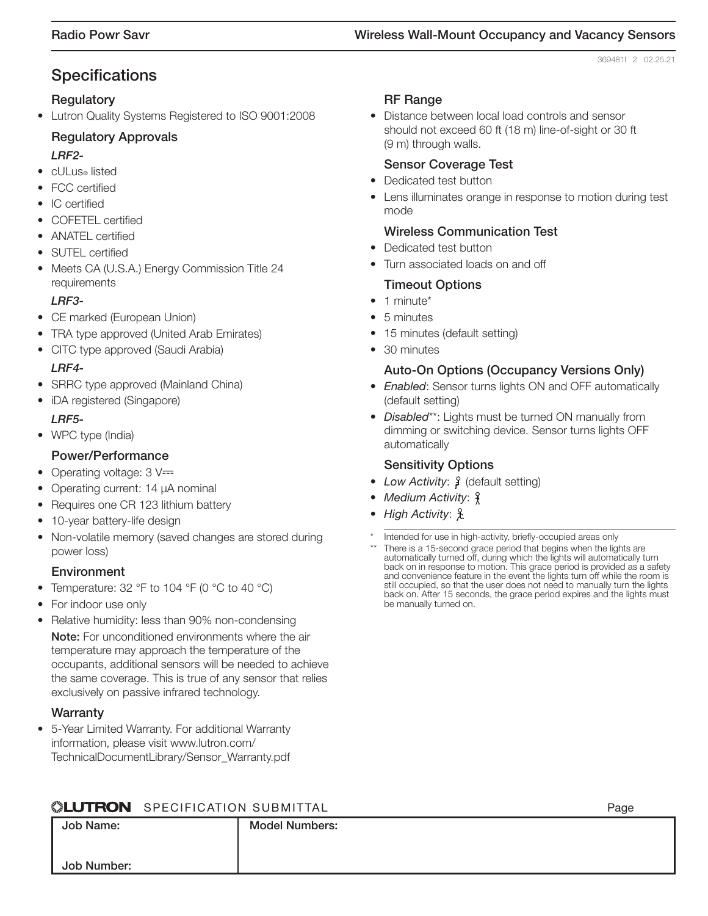## Specifications

### Regulatory

- Lutron Quality Systems Registered to ISO 9001:2008

### Regulatory Approvals

*LRF2-*

- cULus® listed
- FCC certified
- IC certified
- COFETEL certified
- ANATEL certified
- SUTEL certified
- Meets CA (U.S.A.) Energy Commission Title 24 requirements

*LRF3-*

- CE marked (European Union)
- TRA type approved (United Arab Emirates)
- CITC type approved (Saudi Arabia)

*LRF4-*

- SRRC type approved (Mainland China)
- iDA registered (Singapore)

*LRF5-*

- WPC type (India)

### Power/Performance

- Operating voltage: 3 V⎓
- Operating current: 14 μA nominal
- Requires one CR 123 lithium battery
- 10-year battery-life design
- Non-volatile memory (saved changes are stored during power loss)

### Environment

- Temperature: 32 °F to 104 °F (0 °C to 40 °C)
- For indoor use only
- Relative humidity: less than 90% non-condensing

**Note:** For unconditioned environments where the air temperature may approach the temperature of the occupants, additional sensors will be needed to achieve the same coverage. This is true of any sensor that relies exclusively on passive infrared technology.

### Warranty

- 5-Year Limited Warranty. For additional Warranty information, please visit www.lutron.com/TechnicalDocumentLibrary/Sensor_Warranty.pdf

### RF Range

- Distance between local load controls and sensor should not exceed 60 ft (18 m) line-of-sight or 30 ft (9 m) through walls.

### Sensor Coverage Test

- Dedicated test button
- Lens illuminates orange in response to motion during test mode

### Wireless Communication Test

- Dedicated test button
- Turn associated loads on and off

### Timeout Options

- 1 minute*
- 5 minutes
- 15 minutes (default setting)
- 30 minutes

### Auto-On Options (Occupancy Versions Only)

- *Enabled*: Sensor turns lights ON and OFF automatically (default setting)
- *Disabled***: Lights must be turned ON manually from dimming or switching device. Sensor turns lights OFF automatically

### Sensitivity Options

- *Low Activity*: (default setting)
- *Medium Activity*:
- *High Activity*:

\* Intended for use in high-activity, briefly-occupied areas only

\** There is a 15-second grace period that begins when the lights are automatically turned off, during which the lights will automatically turn back on in response to motion. This grace period is provided as a safety and convenience feature in the event the lights turn off while the room is still occupied, so that the user does not need to manually turn the lights back on. After 15 seconds, the grace period expires and the lights must be manually turned on.

LUTRON SPECIFICATION SUBMITTAL

| Job Name: | Model Numbers: |
|---|---|
| Job Number: | |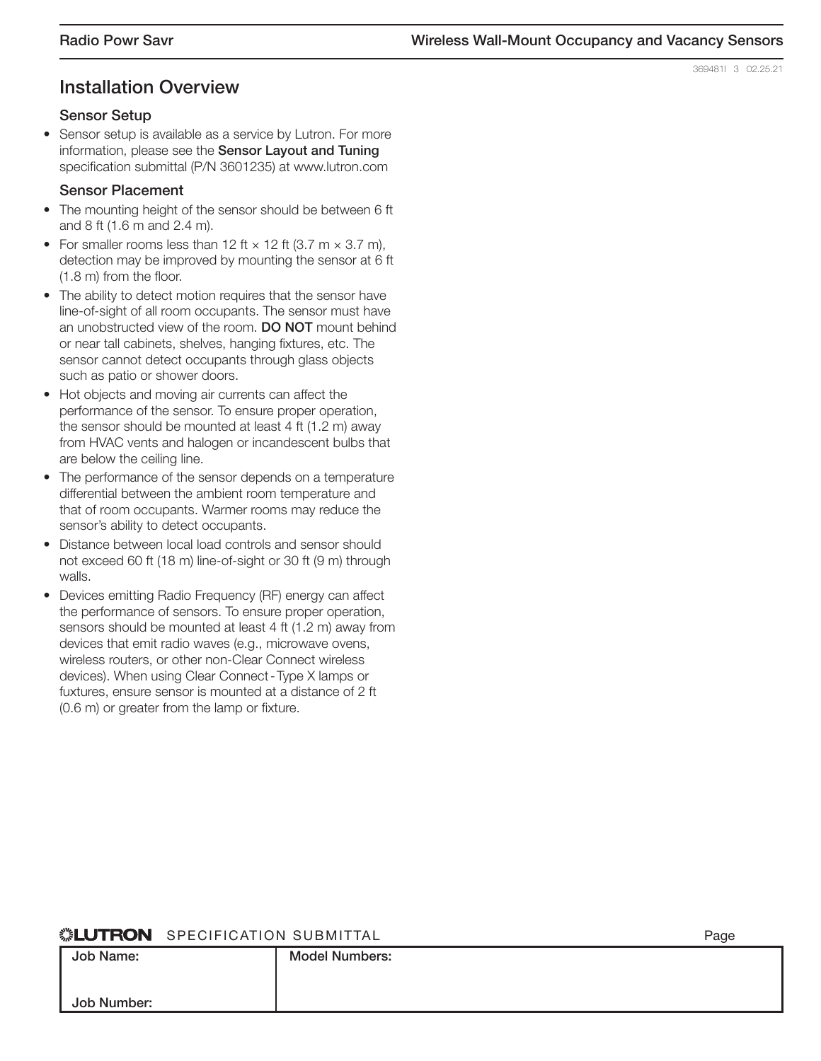## Installation Overview

### Sensor Setup

- Sensor setup is available as a service by Lutron. For more information, please see the **Sensor Layout and Tuning** specification submittal (P/N 3601235) at www.lutron.com

### Sensor Placement

- The mounting height of the sensor should be between 6 ft and 8 ft (1.6 m and 2.4 m).
- For smaller rooms less than 12 ft × 12 ft (3.7 m × 3.7 m), detection may be improved by mounting the sensor at 6 ft (1.8 m) from the floor.
- The ability to detect motion requires that the sensor have line-of-sight of all room occupants. The sensor must have an unobstructed view of the room. **DO NOT** mount behind or near tall cabinets, shelves, hanging fixtures, etc. The sensor cannot detect occupants through glass objects such as patio or shower doors.
- Hot objects and moving air currents can affect the performance of the sensor. To ensure proper operation, the sensor should be mounted at least 4 ft (1.2 m) away from HVAC vents and halogen or incandescent bulbs that are below the ceiling line.
- The performance of the sensor depends on a temperature differential between the ambient room temperature and that of room occupants. Warmer rooms may reduce the sensor's ability to detect occupants.
- Distance between local load controls and sensor should not exceed 60 ft (18 m) line-of-sight or 30 ft (9 m) through walls.
- Devices emitting Radio Frequency (RF) energy can affect the performance of sensors. To ensure proper operation, sensors should be mounted at least 4 ft (1.2 m) away from devices that emit radio waves (e.g., microwave ovens, wireless routers, or other non-Clear Connect wireless devices). When using Clear Connect - Type X lamps or fuxtures, ensure sensor is mounted at a distance of 2 ft (0.6 m) or greater from the lamp or fixture.

| Job Name: | Model Numbers: |
| --- | --- |
| Job Number: | |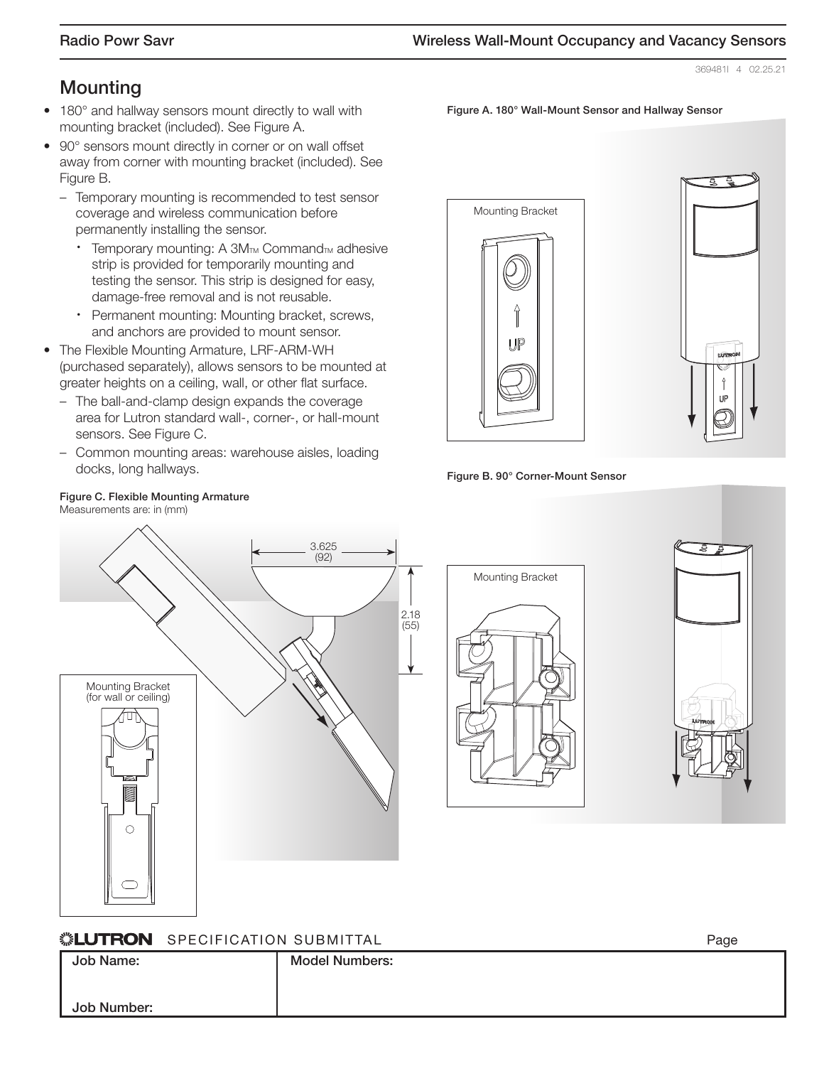## Mounting

- 180° and hallway sensors mount directly to wall with mounting bracket (included). See Figure A.
- 90° sensors mount directly in corner or on wall offset away from corner with mounting bracket (included). See Figure B.
  - Temporary mounting is recommended to test sensor coverage and wireless communication before permanently installing the sensor.
    - Temporary mounting: A 3M™ Command™ adhesive strip is provided for temporarily mounting and testing the sensor. This strip is designed for easy, damage-free removal and is not reusable.
    - Permanent mounting: Mounting bracket, screws, and anchors are provided to mount sensor.
- The Flexible Mounting Armature, LRF-ARM-WH (purchased separately), allows sensors to be mounted at greater heights on a ceiling, wall, or other flat surface.
  - The ball-and-clamp design expands the coverage area for Lutron standard wall-, corner-, or hall-mount sensors. See Figure C.
  - Common mounting areas: warehouse aisles, loading docks, long hallways.

**Figure A. 180° Wall-Mount Sensor and Hallway Sensor**

Mounting Bracket

**Figure B. 90° Corner-Mount Sensor**

Mounting Bracket

**Figure C. Flexible Mounting Armature**
Measurements are: in (mm)

3.625 (92)

2.18 (55)

Mounting Bracket (for wall or ceiling)

**LUTRON** SPECIFICATION SUBMITTAL

| Job Name: | Model Numbers: |
|---|---|
| Job Number: | |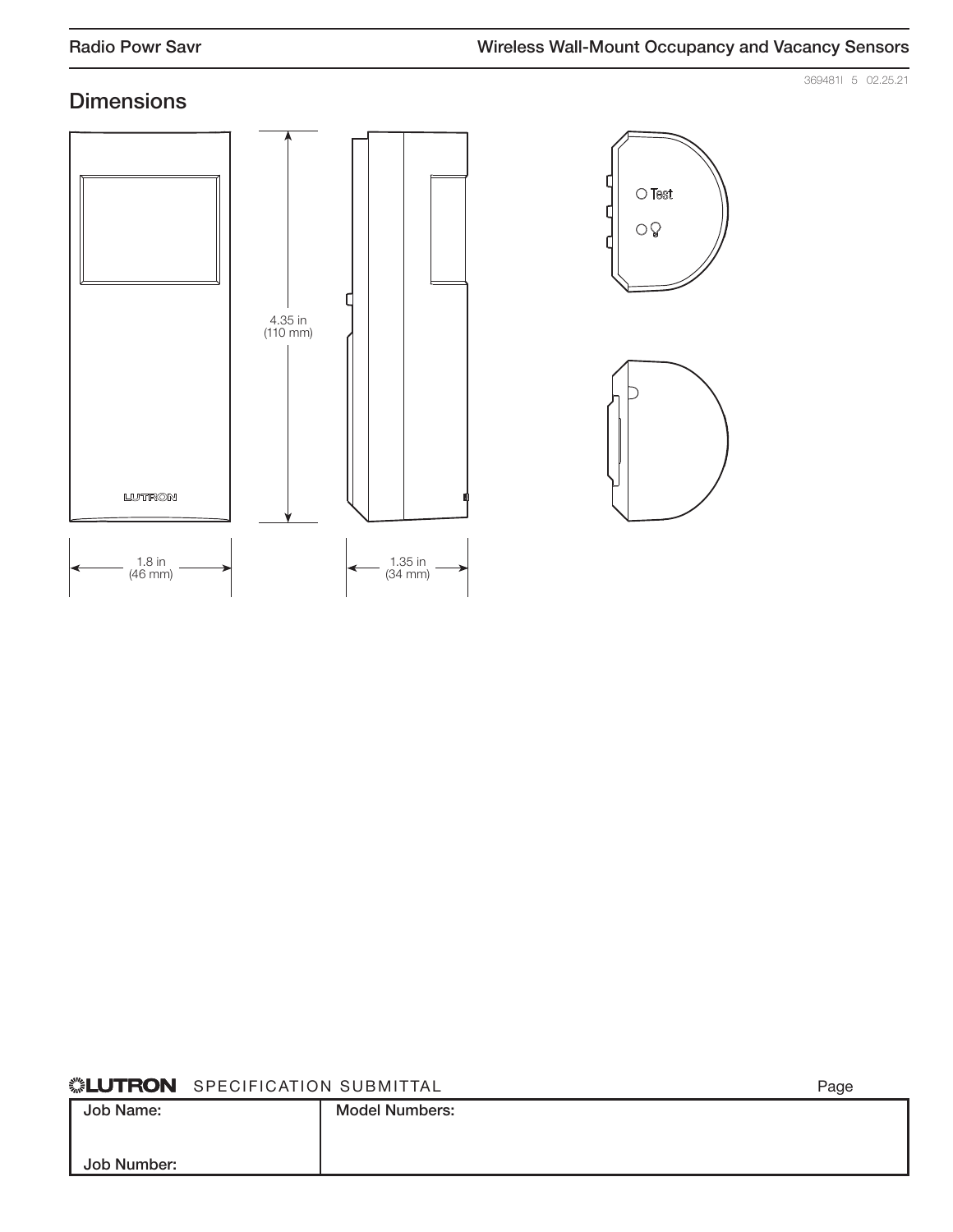369481l 5 02.25.21

## Dimensions

4.35 in
(110 mm)

1.8 in
(46 mm)

1.35 in
(34 mm)

Test

LUTRON SPECIFICATION SUBMITTAL

| Job Name: | Model Numbers: |
|---|---|
| Job Number: | |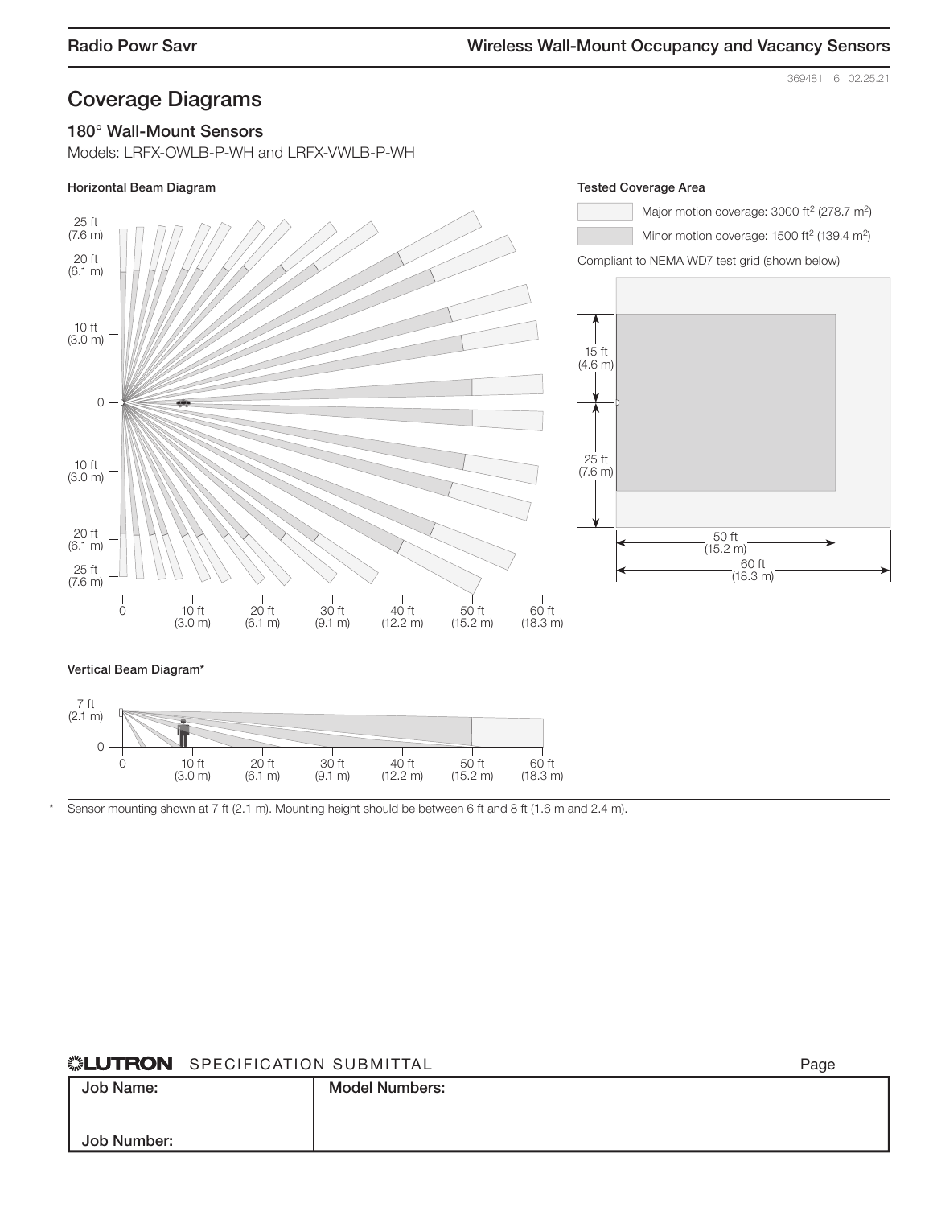## Coverage Diagrams

### 180° Wall-Mount Sensors

Models: LRFX-OWLB-P-WH and LRFX-VWLB-P-WH

**Horizontal Beam Diagram**

**Tested Coverage Area**

Major motion coverage: 3000 ft² (278.7 m²)

Minor motion coverage: 1500 ft² (139.4 m²)

Compliant to NEMA WD7 test grid (shown below)

**Vertical Beam Diagram***

\* Sensor mounting shown at 7 ft (2.1 m). Mounting height should be between 6 ft and 8 ft (1.6 m and 2.4 m).

**LUTRON** SPECIFICATION SUBMITTAL

| Job Name: | Model Numbers: |
| --- | --- |
| Job Number: | |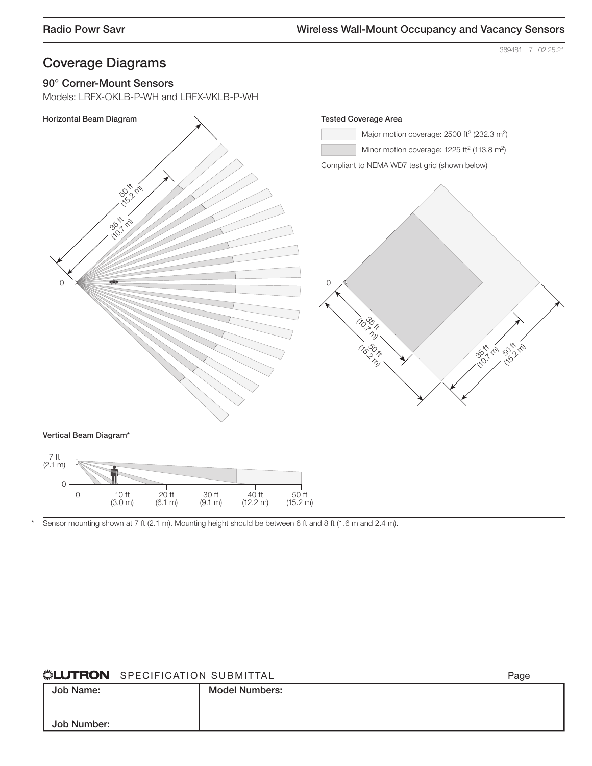## Coverage Diagrams

### 90° Corner-Mount Sensors

Models: LRFX-OKLB-P-WH and LRFX-VKLB-P-WH

**Horizontal Beam Diagram**

50 ft (15.2 m)

35 ft (10.7 m)

0

**Tested Coverage Area**

Major motion coverage: 2500 ft$^2$ (232.3 m$^2$)

Minor motion coverage: 1225 ft$^2$ (113.8 m$^2$)

Compliant to NEMA WD7 test grid (shown below)

0

35 ft (10.7 m)

50 ft (15.2 m)

35 ft (10.7 m)

50 ft (15.2 m)

**Vertical Beam Diagram***

7 ft (2.1 m)

0

0 | 10 ft (3.0 m) | 20 ft (6.1 m) | 30 ft (9.1 m) | 40 ft (12.2 m) | 50 ft (15.2 m)

\* Sensor mounting shown at 7 ft (2.1 m). Mounting height should be between 6 ft and 8 ft (1.6 m and 2.4 m).

**LUTRON** SPECIFICATION SUBMITTAL

| Job Name: | Model Numbers: |
| --- | --- |
| Job Number: | |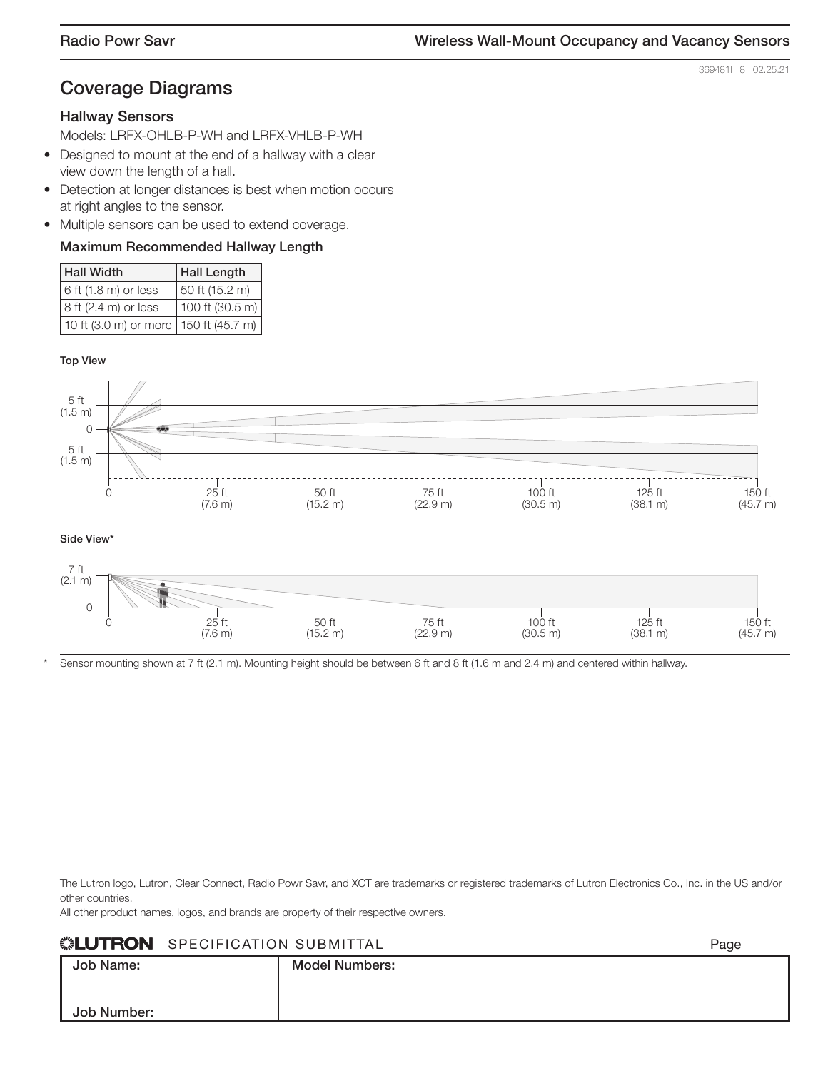## Coverage Diagrams

### Hallway Sensors

Models: LRFX-OHLB-P-WH and LRFX-VHLB-P-WH

- Designed to mount at the end of a hallway with a clear view down the length of a hall.
- Detection at longer distances is best when motion occurs at right angles to the sensor.
- Multiple sensors can be used to extend coverage.

#### Maximum Recommended Hallway Length

| Hall Width | Hall Length |
| --- | --- |
| 6 ft (1.8 m) or less | 50 ft (15.2 m) |
| 8 ft (2.4 m) or less | 100 ft (30.5 m) |
| 10 ft (3.0 m) or more | 150 ft (45.7 m) |

**Top View**

5 ft (1.5 m)
0
5 ft (1.5 m)
0
25 ft (7.6 m)
50 ft (15.2 m)
75 ft (22.9 m)
100 ft (30.5 m)
125 ft (38.1 m)
150 ft (45.7 m)

**Side View***

7 ft (2.1 m)
0
0
25 ft (7.6 m)
50 ft (15.2 m)
75 ft (22.9 m)
100 ft (30.5 m)
125 ft (38.1 m)
150 ft (45.7 m)

\* Sensor mounting shown at 7 ft (2.1 m). Mounting height should be between 6 ft and 8 ft (1.6 m and 2.4 m) and centered within hallway.

The Lutron logo, Lutron, Clear Connect, Radio Powr Savr, and XCT are trademarks or registered trademarks of Lutron Electronics Co., Inc. in the US and/or other countries.
All other product names, logos, and brands are property of their respective owners.

**LUTRON** SPECIFICATION SUBMITTAL

Page

| Job Name: | Model Numbers: |
| --- | --- |
| Job Number: | |